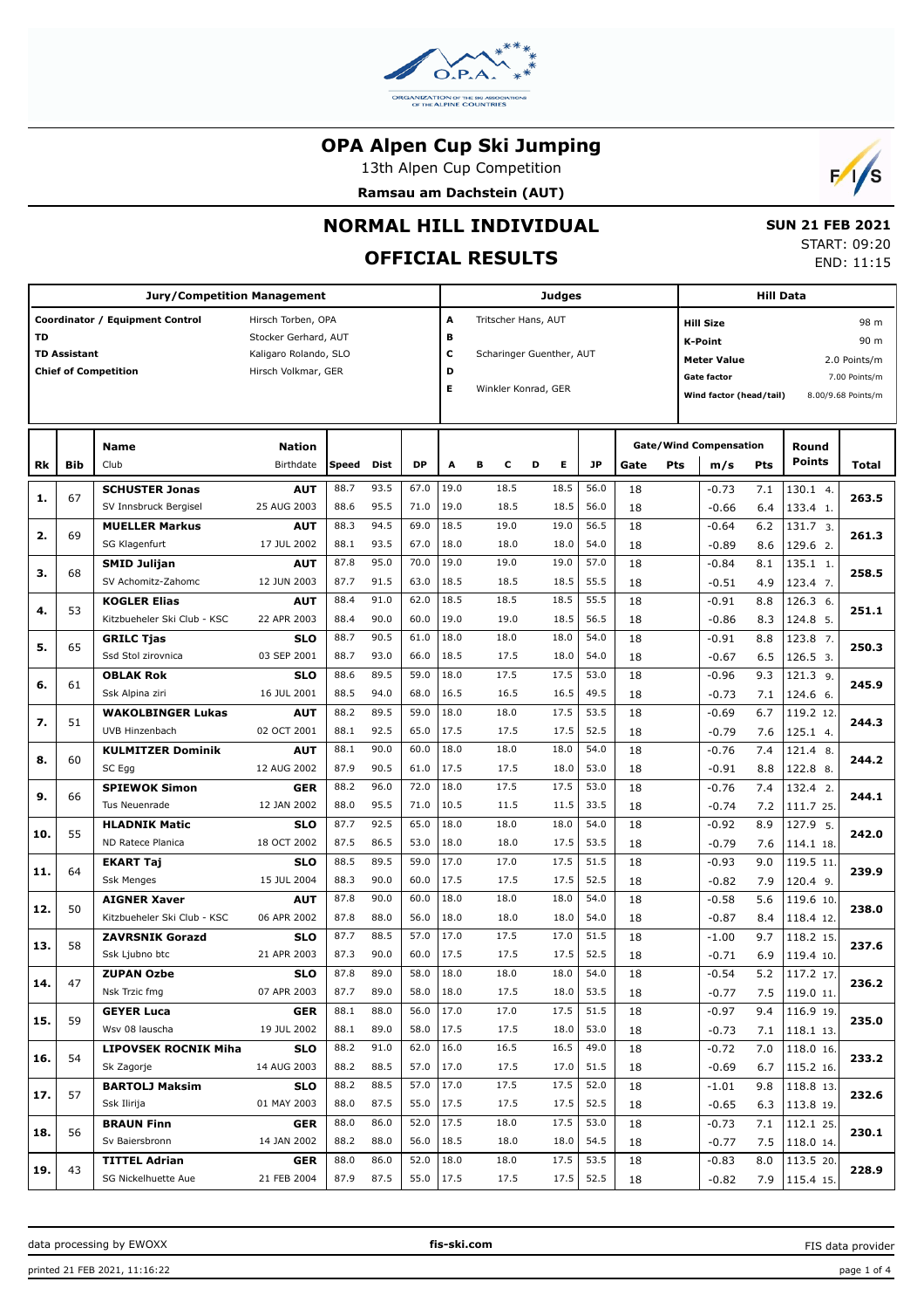# OPA Alpen Cup Ski Jumping

13th Alpen Cup Competition

**Ramsau am Dachstein (AUT)**

## NORMAL HILL INDIVIDUAL

## OFFICIAL RESULTS

**SUN 21 FEB 2021**
START: 09:20
END: 11:15

| Jury/Competition Management | | Judges | | Hill Data | |
|---|---|---|---|---|---|
| Coordinator / Equipment Control | Hirsch Torben, OPA | A | Tritscher Hans, AUT | Hill Size | 98 m |
| TD | Stocker Gerhard, AUT | B | | K-Point | 90 m |
| TD Assistant | Kaligaro Rolando, SLO | C | Scharinger Guenther, AUT | Meter Value | 2.0 Points/m |
| Chief of Competition | Hirsch Volkmar, GER | D | | Gate factor | 7.00 Points/m |
| | | E | Winkler Konrad, GER | Wind factor (head/tail) | 8.00/9.68 Points/m |

| Rk | Bib | Name / Club | Nation / Birthdate | Speed | Dist | DP | A | B | C | D | E | JP | Gate | Pts | m/s | Pts | Round Points | Total |
|---|---|---|---|---|---|---|---|---|---|---|---|---|---|---|---|---|---|---|
| 1. | 67 | **SCHUSTER Jonas** | **AUT** | 88.7 | 93.5 | 67.0 | 19.0 | | 18.5 | | 18.5 | 56.0 | 18 | | -0.73 | 7.1 | 130.1 4. | 263.5 |
| | | SV Innsbruck Bergisel | 25 AUG 2003 | 88.6 | 95.5 | 71.0 | 19.0 | | 18.5 | | 18.5 | 56.0 | 18 | | -0.66 | 6.4 | 133.4 1. | |
| 2. | 69 | **MUELLER Markus** | **AUT** | 88.3 | 94.5 | 69.0 | 18.5 | | 19.0 | | 19.0 | 56.5 | 18 | | -0.64 | 6.2 | 131.7 3. | 261.3 |
| | | SG Klagenfurt | 17 JUL 2002 | 88.1 | 93.5 | 67.0 | 18.0 | | 18.0 | | 18.0 | 54.0 | 18 | | -0.89 | 8.6 | 129.6 2. | |
| 3. | 68 | **SMID Julijan** | **AUT** | 87.8 | 95.0 | 70.0 | 19.0 | | 19.0 | | 19.0 | 57.0 | 18 | | -0.84 | 8.1 | 135.1 1. | 258.5 |
| | | SV Achomitz-Zahomc | 12 JUN 2003 | 87.7 | 91.5 | 63.0 | 18.5 | | 18.5 | | 18.5 | 55.5 | 18 | | -0.51 | 4.9 | 123.4 7. | |
| 4. | 53 | **KOGLER Elias** | **AUT** | 88.4 | 91.0 | 62.0 | 18.5 | | 18.5 | | 18.5 | 55.5 | 18 | | -0.91 | 8.8 | 126.3 6. | 251.1 |
| | | Kitzbueheler Ski Club - KSC | 22 APR 2003 | 88.4 | 90.0 | 60.0 | 19.0 | | 19.0 | | 18.5 | 56.5 | 18 | | -0.86 | 8.3 | 124.8 5. | |
| 5. | 65 | **GRILC Tjas** | **SLO** | 88.7 | 90.5 | 61.0 | 18.0 | | 18.0 | | 18.0 | 54.0 | 18 | | -0.91 | 8.8 | 123.8 7. | 250.3 |
| | | Ssd Stol zirovnica | 03 SEP 2001 | 88.7 | 93.0 | 66.0 | 18.5 | | 17.5 | | 18.0 | 54.0 | 18 | | -0.67 | 6.5 | 126.5 3. | |
| 6. | 61 | **OBLAK Rok** | **SLO** | 88.6 | 89.5 | 59.0 | 18.0 | | 17.5 | | 17.5 | 53.0 | 18 | | -0.96 | 9.3 | 121.3 9. | 245.9 |
| | | Ssk Alpina ziri | 16 JUL 2001 | 88.5 | 94.0 | 68.0 | 16.5 | | 16.5 | | 16.5 | 49.5 | 18 | | -0.73 | 7.1 | 124.6 6. | |
| 7. | 51 | **WAKOLBINGER Lukas** | **AUT** | 88.2 | 89.5 | 59.0 | 18.0 | | 18.0 | | 17.5 | 53.5 | 18 | | -0.69 | 6.7 | 119.2 12. | 244.3 |
| | | UVB Hinzenbach | 02 OCT 2001 | 88.1 | 92.5 | 65.0 | 17.5 | | 17.5 | | 17.5 | 52.5 | 18 | | -0.79 | 7.6 | 125.1 4. | |
| 8. | 60 | **KULMITZER Dominik** | **AUT** | 88.1 | 90.0 | 60.0 | 18.0 | | 18.0 | | 18.0 | 54.0 | 18 | | -0.76 | 7.4 | 121.4 8. | 244.2 |
| | | SC Egg | 12 AUG 2002 | 87.9 | 90.5 | 61.0 | 17.5 | | 17.5 | | 18.0 | 53.0 | 18 | | -0.91 | 8.8 | 122.8 8. | |
| 9. | 66 | **SPIEWOK Simon** | **GER** | 88.2 | 96.0 | 72.0 | 18.0 | | 17.5 | | 17.5 | 53.0 | 18 | | -0.76 | 7.4 | 132.4 2. | 244.1 |
| | | Tus Neuenrade | 12 JAN 2002 | 88.0 | 95.5 | 71.0 | 10.5 | | 11.5 | | 11.5 | 33.5 | 18 | | -0.74 | 7.2 | 111.7 25. | |
| 10. | 55 | **HLADNIK Matic** | **SLO** | 87.7 | 92.5 | 65.0 | 18.0 | | 18.0 | | 18.0 | 54.0 | 18 | | -0.92 | 8.9 | 127.9 5. | 242.0 |
| | | ND Ratece Planica | 18 OCT 2002 | 87.5 | 86.5 | 53.0 | 18.0 | | 18.0 | | 17.5 | 53.5 | 18 | | -0.79 | 7.6 | 114.1 18. | |
| 11. | 64 | **EKART Taj** | **SLO** | 88.5 | 89.5 | 59.0 | 17.0 | | 17.0 | | 17.5 | 51.5 | 18 | | -0.93 | 9.0 | 119.5 11. | 239.9 |
| | | Ssk Menges | 15 JUL 2004 | 88.3 | 90.0 | 60.0 | 17.5 | | 17.5 | | 17.5 | 52.5 | 18 | | -0.82 | 7.9 | 120.4 9. | |
| 12. | 50 | **AIGNER Xaver** | **AUT** | 87.8 | 90.0 | 60.0 | 18.0 | | 18.0 | | 18.0 | 54.0 | 18 | | -0.58 | 5.6 | 119.6 10. | 238.0 |
| | | Kitzbueheler Ski Club - KSC | 06 APR 2002 | 87.8 | 88.0 | 56.0 | 18.0 | | 18.0 | | 18.0 | 54.0 | 18 | | -0.87 | 8.4 | 118.4 12. | |
| 13. | 58 | **ZAVRSNIK Gorazd** | **SLO** | 87.7 | 88.5 | 57.0 | 17.0 | | 17.5 | | 17.0 | 51.5 | 18 | | -1.00 | 9.7 | 118.2 15. | 237.6 |
| | | Ssk Ljubno btc | 21 APR 2003 | 87.3 | 90.0 | 60.0 | 17.5 | | 17.5 | | 17.5 | 52.5 | 18 | | -0.71 | 6.9 | 119.4 10. | |
| 14. | 47 | **ZUPAN Ozbe** | **SLO** | 87.8 | 89.0 | 58.0 | 18.0 | | 18.0 | | 18.0 | 54.0 | 18 | | -0.54 | 5.2 | 117.2 17. | 236.2 |
| | | Nsk Trzic fmg | 07 APR 2003 | 87.7 | 89.0 | 58.0 | 18.0 | | 17.5 | | 18.0 | 53.5 | 18 | | -0.77 | 7.5 | 119.0 11. | |
| 15. | 59 | **GEYER Luca** | **GER** | 88.1 | 88.0 | 56.0 | 17.0 | | 17.0 | | 17.5 | 51.5 | 18 | | -0.97 | 9.4 | 116.9 19. | 235.0 |
| | | Wsv 08 lauscha | 19 JUL 2002 | 88.1 | 89.0 | 58.0 | 17.5 | | 17.5 | | 18.0 | 53.0 | 18 | | -0.73 | 7.1 | 118.1 13. | |
| 16. | 54 | **LIPOVSEK ROCNIK Miha** | **SLO** | 88.2 | 91.0 | 62.0 | 16.0 | | 16.5 | | 16.5 | 49.0 | 18 | | -0.72 | 7.0 | 118.0 16. | 233.2 |
| | | Sk Zagorje | 14 AUG 2003 | 88.2 | 88.5 | 57.0 | 17.0 | | 17.5 | | 17.0 | 51.5 | 18 | | -0.69 | 6.7 | 115.2 16. | |
| 17. | 57 | **BARTOLJ Maksim** | **SLO** | 88.2 | 88.5 | 57.0 | 17.0 | | 17.5 | | 17.5 | 52.0 | 18 | | -1.01 | 9.8 | 118.8 13. | 232.6 |
| | | Ssk Ilirija | 01 MAY 2003 | 88.0 | 87.5 | 55.0 | 17.5 | | 17.5 | | 17.5 | 52.5 | 18 | | -0.65 | 6.3 | 113.8 19. | |
| 18. | 56 | **BRAUN Finn** | **GER** | 88.0 | 86.0 | 52.0 | 17.5 | | 18.0 | | 17.5 | 53.0 | 18 | | -0.73 | 7.1 | 112.1 25. | 230.1 |
| | | Sv Baiersbronn | 14 JAN 2002 | 88.2 | 88.0 | 56.0 | 18.5 | | 18.0 | | 18.0 | 54.5 | 18 | | -0.77 | 7.5 | 118.0 14. | |
| 19. | 43 | **TITTEL Adrian** | **GER** | 88.0 | 86.0 | 52.0 | 18.0 | | 18.0 | | 17.5 | 53.5 | 18 | | -0.83 | 8.0 | 113.5 20. | 228.9 |
| | | SG Nickelhuette Aue | 21 FEB 2004 | 87.9 | 87.5 | 55.0 | 17.5 | | 17.5 | | 17.5 | 52.5 | 18 | | -0.82 | 7.9 | 115.4 15. | |

data processing by EWOXX — fis-ski.com — FIS data provider

printed 21 FEB 2021, 11:16:22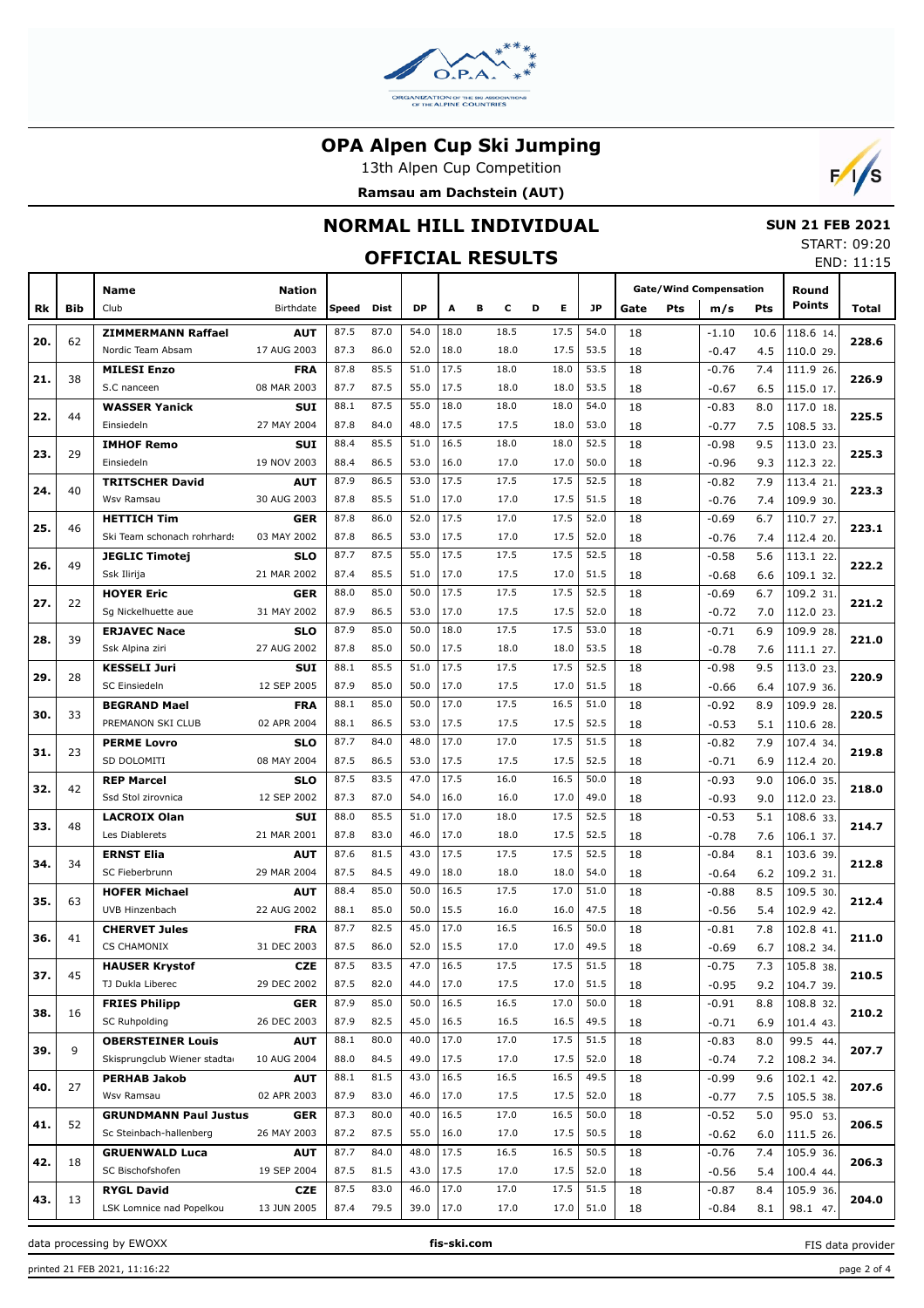# OPA Alpen Cup Ski Jumping

13th Alpen Cup Competition

**Ramsau am Dachstein (AUT)**

## NORMAL HILL INDIVIDUAL

**SUN 21 FEB 2021**

START: 09:20
END: 11:15

### OFFICIAL RESULTS

| Rk | Bib | Name / Club | Nation / Birthdate | Speed | Dist | DP | A | B | C | D | E | JP | Gate | Pts | m/s | Pts | Round Points | Total |
|---|---|---|---|---|---|---|---|---|---|---|---|---|---|---|---|---|---|---|
| 20. | 62 | **ZIMMERMANN Raffael** | **AUT** | 87.5 | 87.0 | 54.0 | 18.0 | | 18.5 | | 17.5 | 54.0 | 18 | | -1.10 | 10.6 | 118.6 14. | 228.6 |
| | | Nordic Team Absam | 17 AUG 2003 | 87.3 | 86.0 | 52.0 | 18.0 | | 18.0 | | 17.5 | 53.5 | 18 | | -0.47 | 4.5 | 110.0 29. | |
| 21. | 38 | **MILESI Enzo** | **FRA** | 87.8 | 85.5 | 51.0 | 17.5 | | 18.0 | | 18.0 | 53.5 | 18 | | -0.76 | 7.4 | 111.9 26. | 226.9 |
| | | S.C nanceen | 08 MAR 2003 | 87.7 | 87.5 | 55.0 | 17.5 | | 18.0 | | 18.0 | 53.5 | 18 | | -0.67 | 6.5 | 115.0 17. | |
| 22. | 44 | **WASSER Yanick** | **SUI** | 88.1 | 87.5 | 55.0 | 18.0 | | 18.0 | | 18.0 | 54.0 | 18 | | -0.83 | 8.0 | 117.0 18. | 225.5 |
| | | Einsiedeln | 27 MAY 2004 | 87.8 | 84.0 | 48.0 | 17.5 | | 17.5 | | 18.0 | 53.0 | 18 | | -0.77 | 7.5 | 108.5 33. | |
| 23. | 29 | **IMHOF Remo** | **SUI** | 88.4 | 85.5 | 51.0 | 16.5 | | 18.0 | | 18.0 | 52.5 | 18 | | -0.98 | 9.5 | 113.0 23. | 225.3 |
| | | Einsiedeln | 19 NOV 2003 | 88.4 | 86.5 | 53.0 | 16.0 | | 17.0 | | 17.0 | 50.0 | 18 | | -0.96 | 9.3 | 112.3 22. | |
| 24. | 40 | **TRITSCHER David** | **AUT** | 87.9 | 86.5 | 53.0 | 17.5 | | 17.5 | | 17.5 | 52.5 | 18 | | -0.82 | 7.9 | 113.4 21. | 223.3 |
| | | Wsv Ramsau | 30 AUG 2003 | 87.8 | 85.5 | 51.0 | 17.0 | | 17.0 | | 17.5 | 51.5 | 18 | | -0.76 | 7.4 | 109.9 30. | |
| 25. | 46 | **HETTICH Tim** | **GER** | 87.8 | 86.0 | 52.0 | 17.5 | | 17.0 | | 17.5 | 52.0 | 18 | | -0.69 | 6.7 | 110.7 27. | 223.1 |
| | | Ski Team schonach rohrhards | 03 MAY 2002 | 87.8 | 86.5 | 53.0 | 17.5 | | 17.0 | | 17.5 | 52.0 | 18 | | -0.76 | 7.4 | 112.4 20. | |
| 26. | 49 | **JEGLIC Timotej** | **SLO** | 87.7 | 87.5 | 55.0 | 17.5 | | 17.5 | | 17.5 | 52.5 | 18 | | -0.58 | 5.6 | 113.1 22. | 222.2 |
| | | Ssk Ilirija | 21 MAR 2002 | 87.4 | 85.5 | 51.0 | 17.0 | | 17.5 | | 17.0 | 51.5 | 18 | | -0.68 | 6.6 | 109.1 32. | |
| 27. | 22 | **HOYER Eric** | **GER** | 88.0 | 85.0 | 50.0 | 17.5 | | 17.5 | | 17.5 | 52.5 | 18 | | -0.69 | 6.7 | 109.2 31. | 221.2 |
| | | Sg Nickelhuette aue | 31 MAY 2002 | 87.9 | 86.5 | 53.0 | 17.0 | | 17.5 | | 17.5 | 52.0 | 18 | | -0.72 | 7.0 | 112.0 23. | |
| 28. | 39 | **ERJAVEC Nace** | **SLO** | 87.9 | 85.0 | 50.0 | 18.0 | | 17.5 | | 17.5 | 53.0 | 18 | | -0.71 | 6.9 | 109.9 28. | 221.0 |
| | | Ssk Alpina ziri | 27 AUG 2002 | 87.8 | 85.0 | 50.0 | 17.5 | | 18.0 | | 18.0 | 53.5 | 18 | | -0.78 | 7.6 | 111.1 27. | |
| 29. | 28 | **KESSELI Juri** | **SUI** | 88.1 | 85.5 | 51.0 | 17.5 | | 17.5 | | 17.5 | 52.5 | 18 | | -0.98 | 9.5 | 113.0 23. | 220.9 |
| | | SC Einsiedeln | 12 SEP 2005 | 87.9 | 85.0 | 50.0 | 17.0 | | 17.5 | | 17.0 | 51.5 | 18 | | -0.66 | 6.4 | 107.9 36. | |
| 30. | 33 | **BEGRAND Mael** | **FRA** | 88.1 | 85.0 | 50.0 | 17.0 | | 17.5 | | 16.5 | 51.0 | 18 | | -0.92 | 8.9 | 109.9 28. | 220.5 |
| | | PREMANON SKI CLUB | 02 APR 2004 | 88.1 | 86.5 | 53.0 | 17.5 | | 17.5 | | 17.5 | 52.5 | 18 | | -0.53 | 5.1 | 110.6 28. | |
| 31. | 23 | **PERME Lovro** | **SLO** | 87.7 | 84.0 | 48.0 | 17.0 | | 17.0 | | 17.5 | 51.5 | 18 | | -0.82 | 7.9 | 107.4 34. | 219.8 |
| | | SD DOLOMITI | 08 MAY 2004 | 87.5 | 86.5 | 53.0 | 17.5 | | 17.5 | | 17.5 | 52.5 | 18 | | -0.71 | 6.9 | 112.4 20. | |
| 32. | 42 | **REP Marcel** | **SLO** | 87.5 | 83.5 | 47.0 | 17.5 | | 16.0 | | 16.5 | 50.0 | 18 | | -0.93 | 9.0 | 106.0 35. | 218.0 |
| | | Ssd Stol zirovnica | 12 SEP 2002 | 87.3 | 87.0 | 54.0 | 16.0 | | 16.0 | | 17.0 | 49.0 | 18 | | -0.93 | 9.0 | 112.0 23. | |
| 33. | 48 | **LACROIX Olan** | **SUI** | 88.0 | 85.5 | 51.0 | 17.0 | | 18.0 | | 17.5 | 52.5 | 18 | | -0.53 | 5.1 | 108.6 33. | 214.7 |
| | | Les Diablerets | 21 MAR 2001 | 87.8 | 83.0 | 46.0 | 17.0 | | 18.0 | | 17.5 | 52.5 | 18 | | -0.78 | 7.6 | 106.1 37. | |
| 34. | 34 | **ERNST Elia** | **AUT** | 87.6 | 81.5 | 43.0 | 17.5 | | 17.5 | | 17.5 | 52.5 | 18 | | -0.84 | 8.1 | 103.6 39. | 212.8 |
| | | SC Fieberbrunn | 29 MAR 2004 | 87.5 | 84.5 | 49.0 | 18.0 | | 18.0 | | 18.0 | 54.0 | 18 | | -0.64 | 6.2 | 109.2 31. | |
| 35. | 63 | **HOFER Michael** | **AUT** | 88.4 | 85.0 | 50.0 | 16.5 | | 17.5 | | 17.0 | 51.0 | 18 | | -0.88 | 8.5 | 109.5 30. | 212.4 |
| | | UVB Hinzenbach | 22 AUG 2002 | 88.1 | 85.0 | 50.0 | 15.5 | | 16.0 | | 16.0 | 47.5 | 18 | | -0.56 | 5.4 | 102.9 42. | |
| 36. | 41 | **CHERVET Jules** | **FRA** | 87.7 | 82.5 | 45.0 | 17.0 | | 16.5 | | 16.5 | 50.0 | 18 | | -0.81 | 7.8 | 102.8 41. | 211.0 |
| | | CS CHAMONIX | 31 DEC 2003 | 87.5 | 86.0 | 52.0 | 15.5 | | 17.0 | | 17.0 | 49.5 | 18 | | -0.69 | 6.7 | 108.2 34. | |
| 37. | 45 | **HAUSER Krystof** | **CZE** | 87.5 | 83.5 | 47.0 | 16.5 | | 17.5 | | 17.5 | 51.5 | 18 | | -0.75 | 7.3 | 105.8 38. | 210.5 |
| | | TJ Dukla Liberec | 29 DEC 2002 | 87.5 | 82.0 | 44.0 | 17.0 | | 17.5 | | 17.0 | 51.5 | 18 | | -0.95 | 9.2 | 104.7 39. | |
| 38. | 16 | **FRIES Philipp** | **GER** | 87.9 | 85.0 | 50.0 | 16.5 | | 16.5 | | 17.0 | 50.0 | 18 | | -0.91 | 8.8 | 108.8 32. | 210.2 |
| | | SC Ruhpolding | 26 DEC 2003 | 87.9 | 82.5 | 45.0 | 16.5 | | 16.5 | | 16.5 | 49.5 | 18 | | -0.71 | 6.9 | 101.4 43. | |
| 39. | 9 | **OBERSTEINER Louis** | **AUT** | 88.1 | 80.0 | 40.0 | 17.0 | | 17.0 | | 17.5 | 51.5 | 18 | | -0.83 | 8.0 | 99.5 44. | 207.7 |
| | | Skisprungclub Wiener stadta | 10 AUG 2004 | 88.0 | 84.5 | 49.0 | 17.5 | | 17.0 | | 17.5 | 52.0 | 18 | | -0.74 | 7.2 | 108.2 34. | |
| 40. | 27 | **PERHAB Jakob** | **AUT** | 88.1 | 81.5 | 43.0 | 16.5 | | 16.5 | | 16.5 | 49.5 | 18 | | -0.99 | 9.6 | 102.1 42. | 207.6 |
| | | Wsv Ramsau | 02 APR 2003 | 87.9 | 83.0 | 46.0 | 17.0 | | 17.5 | | 17.5 | 52.0 | 18 | | -0.77 | 7.5 | 105.5 38. | |
| 41. | 52 | **GRUNDMANN Paul Justus** | **GER** | 87.3 | 80.0 | 40.0 | 16.5 | | 17.0 | | 16.5 | 50.0 | 18 | | -0.52 | 5.0 | 95.0 53. | 206.5 |
| | | Sc Steinbach-hallenberg | 26 MAY 2003 | 87.2 | 87.5 | 55.0 | 16.0 | | 17.0 | | 17.5 | 50.5 | 18 | | -0.62 | 6.0 | 111.5 26. | |
| 42. | 18 | **GRUENWALD Luca** | **AUT** | 87.7 | 84.0 | 48.0 | 17.5 | | 16.5 | | 16.5 | 50.5 | 18 | | -0.76 | 7.4 | 105.9 36. | 206.3 |
| | | SC Bischofshofen | 19 SEP 2004 | 87.5 | 81.5 | 43.0 | 17.5 | | 17.0 | | 17.5 | 52.0 | 18 | | -0.56 | 5.4 | 100.4 44. | |
| 43. | 13 | **RYGL David** | **CZE** | 87.5 | 83.0 | 46.0 | 17.0 | | 17.0 | | 17.5 | 51.5 | 18 | | -0.87 | 8.4 | 105.9 36. | 204.0 |
| | | LSK Lomnice nad Popelkou | 13 JUN 2005 | 87.4 | 79.5 | 39.0 | 17.0 | | 17.0 | | 17.0 | 51.0 | 18 | | -0.84 | 8.1 | 98.1 47. | |

data processing by EWOXX | fis-ski.com | FIS data provider

printed 21 FEB 2021, 11:16:22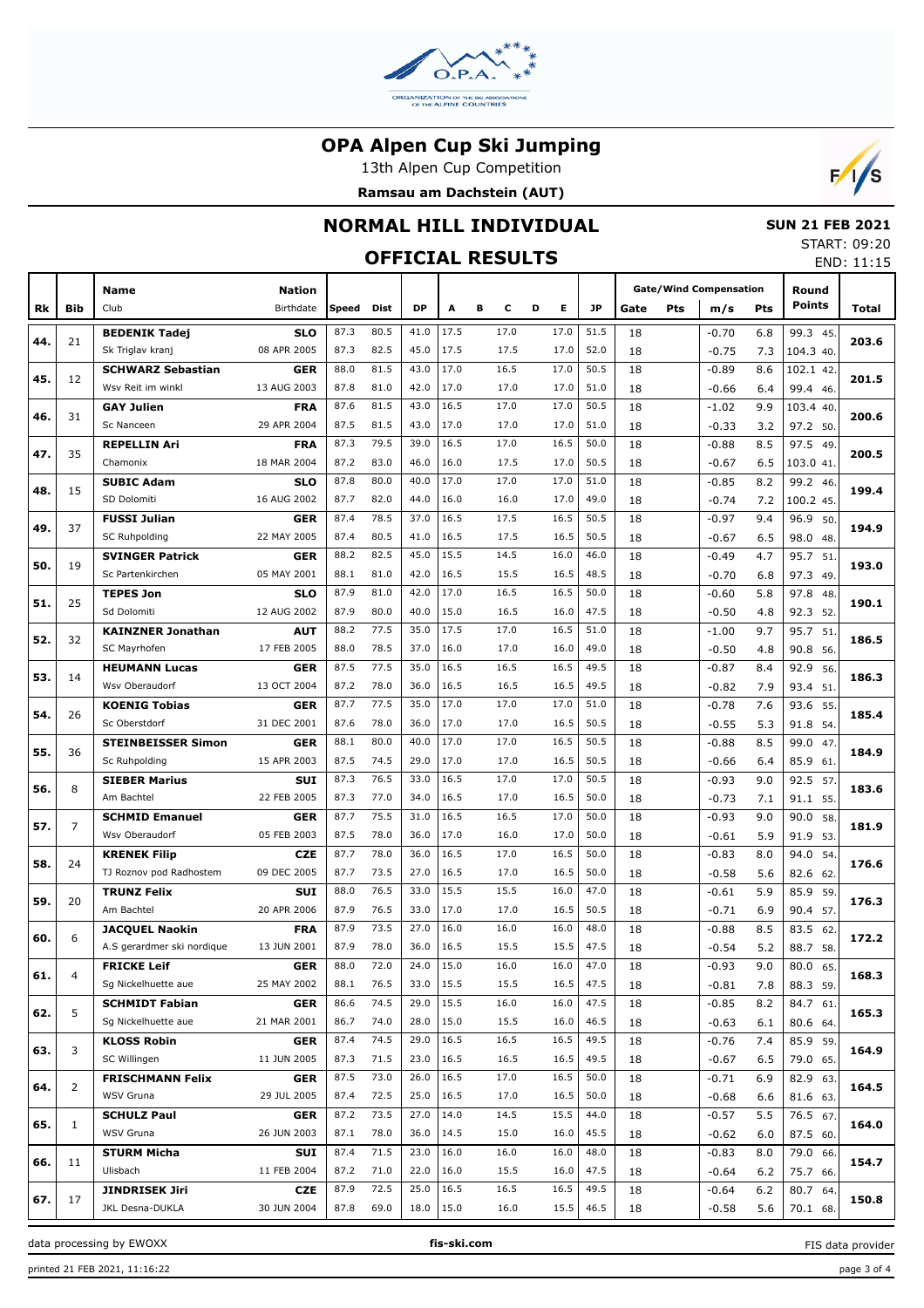# OPA Alpen Cup Ski Jumping

13th Alpen Cup Competition

**Ramsau am Dachstein (AUT)**

## NORMAL HILL INDIVIDUAL

**SUN 21 FEB 2021**

START: 09:20
END: 11:15

## OFFICIAL RESULTS

| Rk | Bib | Name / Club | Nation / Birthdate | Speed | Dist | DP | A | B | C | D | E | JP | Gate | Pts | m/s | Pts | Round Points | Total |
|---|---|---|---|---|---|---|---|---|---|---|---|---|---|---|---|---|---|---|
| 44. | 21 | **BEDENIK Tadej** | **SLO** | 87.3 | 80.5 | 41.0 | 17.5 | | 17.0 | | 17.0 | 51.5 | 18 | | -0.70 | 6.8 | 99.3 45. | **203.6** |
| | | Sk Triglav kranj | 08 APR 2005 | 87.3 | 82.5 | 45.0 | 17.5 | | 17.5 | | 17.0 | 52.0 | 18 | | -0.75 | 7.3 | 104.3 40. | |
| 45. | 12 | **SCHWARZ Sebastian** | **GER** | 88.0 | 81.5 | 43.0 | 17.0 | | 16.5 | | 17.0 | 50.5 | 18 | | -0.89 | 8.6 | 102.1 42. | **201.5** |
| | | Wsv Reit im winkl | 13 AUG 2003 | 87.8 | 81.0 | 42.0 | 17.0 | | 17.0 | | 17.0 | 51.0 | 18 | | -0.66 | 6.4 | 99.4 46. | |
| 46. | 31 | **GAY Julien** | **FRA** | 87.6 | 81.5 | 43.0 | 16.5 | | 17.0 | | 17.0 | 50.5 | 18 | | -1.02 | 9.9 | 103.4 40. | **200.6** |
| | | Sc Nanceen | 29 APR 2004 | 87.5 | 81.5 | 43.0 | 17.0 | | 17.0 | | 17.0 | 51.0 | 18 | | -0.33 | 3.2 | 97.2 50. | |
| 47. | 35 | **REPELLIN Ari** | **FRA** | 87.3 | 79.5 | 39.0 | 16.5 | | 17.0 | | 16.5 | 50.0 | 18 | | -0.88 | 8.5 | 97.5 49. | **200.5** |
| | | Chamonix | 18 MAR 2004 | 87.2 | 83.0 | 46.0 | 16.0 | | 17.5 | | 17.0 | 50.5 | 18 | | -0.67 | 6.5 | 103.0 41. | |
| 48. | 15 | **SUBIC Adam** | **SLO** | 87.8 | 80.0 | 40.0 | 17.0 | | 17.0 | | 17.0 | 51.0 | 18 | | -0.85 | 8.2 | 99.2 46. | **199.4** |
| | | SD Dolomiti | 16 AUG 2002 | 87.7 | 82.0 | 44.0 | 16.0 | | 16.0 | | 17.0 | 49.0 | 18 | | -0.74 | 7.2 | 100.2 45. | |
| 49. | 37 | **FUSSI Julian** | **GER** | 87.4 | 78.5 | 37.0 | 16.5 | | 17.5 | | 16.5 | 50.5 | 18 | | -0.97 | 9.4 | 96.9 50. | **194.9** |
| | | SC Ruhpolding | 22 MAY 2005 | 87.4 | 80.5 | 41.0 | 16.5 | | 17.5 | | 16.5 | 50.5 | 18 | | -0.67 | 6.5 | 98.0 48. | |
| 50. | 19 | **SVINGER Patrick** | **GER** | 88.2 | 82.5 | 45.0 | 15.5 | | 14.5 | | 16.0 | 46.0 | 18 | | -0.49 | 4.7 | 95.7 51. | **193.0** |
| | | Sc Partenkirchen | 05 MAY 2001 | 88.1 | 81.0 | 42.0 | 16.5 | | 15.5 | | 16.5 | 48.5 | 18 | | -0.70 | 6.8 | 97.3 49. | |
| 51. | 25 | **TEPES Jon** | **SLO** | 87.9 | 81.0 | 42.0 | 17.0 | | 16.5 | | 16.5 | 50.0 | 18 | | -0.60 | 5.8 | 97.8 48. | **190.1** |
| | | Sd Dolomiti | 12 AUG 2002 | 87.9 | 80.0 | 40.0 | 15.0 | | 16.5 | | 16.0 | 47.5 | 18 | | -0.50 | 4.8 | 92.3 52. | |
| 52. | 32 | **KAINZNER Jonathan** | **AUT** | 88.2 | 77.5 | 35.0 | 17.5 | | 17.0 | | 16.5 | 51.0 | 18 | | -1.00 | 9.7 | 95.7 51. | **186.5** |
| | | SC Mayrhofen | 17 FEB 2005 | 88.0 | 78.5 | 37.0 | 16.0 | | 17.0 | | 16.0 | 49.0 | 18 | | -0.50 | 4.8 | 90.8 56. | |
| 53. | 14 | **HEUMANN Lucas** | **GER** | 87.5 | 77.5 | 35.0 | 16.5 | | 16.5 | | 16.5 | 49.5 | 18 | | -0.87 | 8.4 | 92.9 56. | **186.3** |
| | | Wsv Oberaudorf | 13 OCT 2004 | 87.2 | 78.0 | 36.0 | 16.5 | | 16.5 | | 16.5 | 49.5 | 18 | | -0.82 | 7.9 | 93.4 51. | |
| 54. | 26 | **KOENIG Tobias** | **GER** | 87.7 | 77.5 | 35.0 | 17.0 | | 17.0 | | 17.0 | 51.0 | 18 | | -0.78 | 7.6 | 93.6 55. | **185.4** |
| | | Sc Oberstdorf | 31 DEC 2001 | 87.6 | 78.0 | 36.0 | 17.0 | | 17.0 | | 16.5 | 50.5 | 18 | | -0.55 | 5.3 | 91.8 54. | |
| 55. | 36 | **STEINBEISSER Simon** | **GER** | 88.1 | 80.0 | 40.0 | 17.0 | | 17.0 | | 16.5 | 50.5 | 18 | | -0.88 | 8.5 | 99.0 47. | **184.9** |
| | | Sc Ruhpolding | 15 APR 2003 | 87.5 | 74.5 | 29.0 | 17.0 | | 17.0 | | 16.5 | 50.5 | 18 | | -0.66 | 6.4 | 85.9 61. | |
| 56. | 8 | **SIEBER Marius** | **SUI** | 87.3 | 76.5 | 33.0 | 16.5 | | 17.0 | | 17.0 | 50.5 | 18 | | -0.93 | 9.0 | 92.5 57. | **183.6** |
| | | Am Bachtel | 22 FEB 2005 | 87.3 | 77.0 | 34.0 | 16.5 | | 17.0 | | 16.5 | 50.0 | 18 | | -0.73 | 7.1 | 91.1 55. | |
| 57. | 7 | **SCHMID Emanuel** | **GER** | 87.7 | 75.5 | 31.0 | 16.5 | | 16.5 | | 17.0 | 50.0 | 18 | | -0.93 | 9.0 | 90.0 58. | **181.9** |
| | | Wsv Oberaudorf | 05 FEB 2003 | 87.5 | 78.0 | 36.0 | 17.0 | | 16.0 | | 17.0 | 50.0 | 18 | | -0.61 | 5.9 | 91.9 53. | |
| 58. | 24 | **KRENEK Filip** | **CZE** | 87.7 | 78.0 | 36.0 | 16.5 | | 17.0 | | 16.5 | 50.0 | 18 | | -0.83 | 8.0 | 94.0 54. | **176.6** |
| | | TJ Roznov pod Radhostem | 09 DEC 2005 | 87.7 | 73.5 | 27.0 | 16.5 | | 17.0 | | 16.5 | 50.0 | 18 | | -0.58 | 5.6 | 82.6 62. | |
| 59. | 20 | **TRUNZ Felix** | **SUI** | 88.0 | 76.5 | 33.0 | 15.5 | | 15.5 | | 16.0 | 47.0 | 18 | | -0.61 | 5.9 | 85.9 59. | **176.3** |
| | | Am Bachtel | 20 APR 2006 | 87.9 | 76.5 | 33.0 | 17.0 | | 17.0 | | 16.5 | 50.5 | 18 | | -0.71 | 6.9 | 90.4 57. | |
| 60. | 6 | **JACQUEL Naokin** | **FRA** | 87.9 | 73.5 | 27.0 | 16.0 | | 16.0 | | 16.0 | 48.0 | 18 | | -0.88 | 8.5 | 83.5 62. | **172.2** |
| | | A.S gerardmer ski nordique | 13 JUN 2001 | 87.9 | 78.0 | 36.0 | 16.5 | | 15.5 | | 15.5 | 47.5 | 18 | | -0.54 | 5.2 | 88.7 58. | |
| 61. | 4 | **FRICKE Leif** | **GER** | 88.0 | 72.0 | 24.0 | 15.0 | | 16.0 | | 16.0 | 47.0 | 18 | | -0.93 | 9.0 | 80.0 65. | **168.3** |
| | | Sg Nickelhuette aue | 25 MAY 2002 | 88.1 | 76.5 | 33.0 | 15.5 | | 15.5 | | 16.5 | 47.5 | 18 | | -0.81 | 7.8 | 88.3 59. | |
| 62. | 5 | **SCHMIDT Fabian** | **GER** | 86.6 | 74.5 | 29.0 | 15.5 | | 16.0 | | 16.0 | 47.5 | 18 | | -0.85 | 8.2 | 84.7 61. | **165.3** |
| | | Sg Nickelhuette aue | 21 MAR 2001 | 86.7 | 74.0 | 28.0 | 15.0 | | 15.5 | | 16.0 | 46.5 | 18 | | -0.63 | 6.1 | 80.6 64. | |
| 63. | 3 | **KLOSS Robin** | **GER** | 87.4 | 74.5 | 29.0 | 16.5 | | 16.5 | | 16.5 | 49.5 | 18 | | -0.76 | 7.4 | 85.9 59. | **164.9** |
| | | SC Willingen | 11 JUN 2005 | 87.3 | 71.5 | 23.0 | 16.5 | | 16.5 | | 16.5 | 49.5 | 18 | | -0.67 | 6.5 | 79.0 65. | |
| 64. | 2 | **FRISCHMANN Felix** | **GER** | 87.5 | 73.0 | 26.0 | 16.5 | | 17.0 | | 16.5 | 50.0 | 18 | | -0.71 | 6.9 | 82.9 63. | **164.5** |
| | | WSV Gruna | 29 JUL 2005 | 87.4 | 72.5 | 25.0 | 16.5 | | 17.0 | | 16.5 | 50.0 | 18 | | -0.68 | 6.6 | 81.6 63. | |
| 65. | 1 | **SCHULZ Paul** | **GER** | 87.2 | 73.5 | 27.0 | 14.0 | | 14.5 | | 15.5 | 44.0 | 18 | | -0.57 | 5.5 | 76.5 67. | **164.0** |
| | | WSV Gruna | 26 JUN 2003 | 87.1 | 78.0 | 36.0 | 14.5 | | 15.0 | | 16.0 | 45.5 | 18 | | -0.62 | 6.0 | 87.5 60. | |
| 66. | 11 | **STURM Micha** | **SUI** | 87.4 | 71.5 | 23.0 | 16.0 | | 16.0 | | 16.0 | 48.0 | 18 | | -0.83 | 8.0 | 79.0 66. | **154.7** |
| | | Ulisbach | 11 FEB 2004 | 87.2 | 71.0 | 22.0 | 16.0 | | 15.5 | | 16.0 | 47.5 | 18 | | -0.64 | 6.2 | 75.7 66. | |
| 67. | 17 | **JINDRISEK Jiri** | **CZE** | 87.9 | 72.5 | 25.0 | 16.5 | | 16.5 | | 16.5 | 49.5 | 18 | | -0.64 | 6.2 | 80.7 64. | **150.8** |
| | | JKL Desna-DUKLA | 30 JUN 2004 | 87.8 | 69.0 | 18.0 | 15.0 | | 16.0 | | 15.5 | 46.5 | 18 | | -0.58 | 5.6 | 70.1 68. | |

data processing by EWOXX | fis-ski.com | FIS data provider

printed 21 FEB 2021, 11:16:22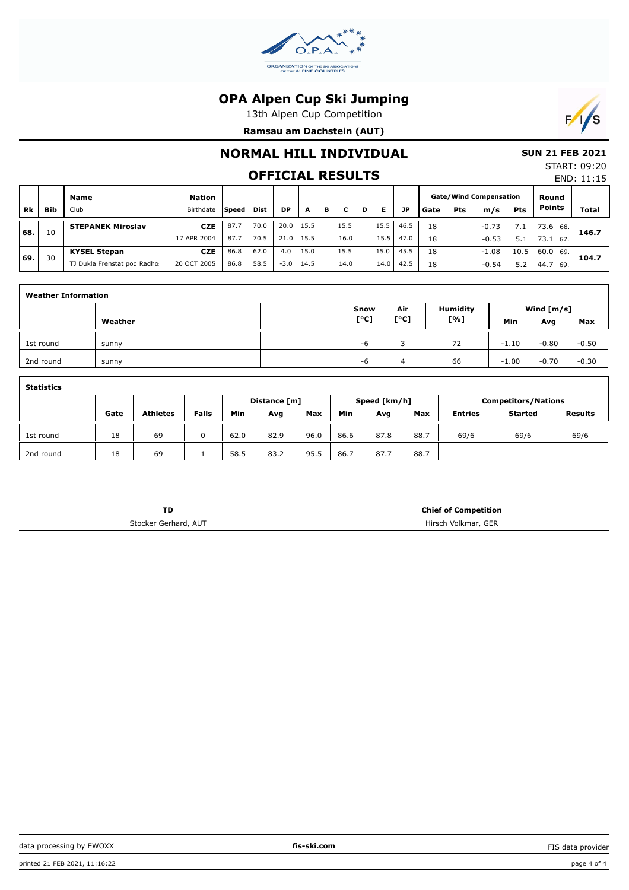# OPA Alpen Cup Ski Jumping

13th Alpen Cup Competition

**Ramsau am Dachstein (AUT)**

## NORMAL HILL INDIVIDUAL

**SUN 21 FEB 2021**

START: 09:20

END: 11:15

## OFFICIAL RESULTS

| Rk | Bib | Name / Club | Nation / Birthdate | Speed | Dist | DP | A | B | C | D | E | JP | Gate | Gate Pts | Wind m/s | Wind Pts | Round Points | | Total |
|---|---|---|---|---|---|---|---|---|---|---|---|---|---|---|---|---|---|---|---|
| 68. | 10 | **STEPANEK Miroslav** | **CZE** | 87.7 | 70.0 | 20.0 | 15.5 | | 15.5 | | 15.5 | 46.5 | 18 | | -0.73 | 7.1 | 73.6 | 68. | 146.7 |
| | | | 17 APR 2004 | 87.7 | 70.5 | 21.0 | 15.5 | | 16.0 | | 15.5 | 47.0 | 18 | | -0.53 | 5.1 | 73.1 | 67. | |
| 69. | 30 | **KYSEL Stepan** | **CZE** | 86.8 | 62.0 | 4.0 | 15.0 | | 15.5 | | 15.0 | 45.5 | 18 | | -1.08 | 10.5 | 60.0 | 69. | 104.7 |
| | | TJ Dukla Frenstat pod Radho | 20 OCT 2005 | 86.8 | 58.5 | -3.0 | 14.5 | | 14.0 | | 14.0 | 42.5 | 18 | | -0.54 | 5.2 | 44.7 | 69. | |

### Weather Information

| | Weather | Snow [°C] | Air [°C] | Humidity [%] | Wind Min [m/s] | Wind Avg [m/s] | Wind Max [m/s] |
|---|---|---|---|---|---|---|---|
| 1st round | sunny | -6 | 3 | 72 | -1.10 | -0.80 | -0.50 |
| 2nd round | sunny | -6 | 4 | 66 | -1.00 | -0.70 | -0.30 |

### Statistics

| | Gate | Athletes | Falls | Distance Min [m] | Distance Avg [m] | Distance Max [m] | Speed Min [km/h] | Speed Avg [km/h] | Speed Max [km/h] | Entries | Started | Results |
|---|---|---|---|---|---|---|---|---|---|---|---|---|
| 1st round | 18 | 69 | 0 | 62.0 | 82.9 | 96.0 | 86.6 | 87.8 | 88.7 | 69/6 | 69/6 | 69/6 |
| 2nd round | 18 | 69 | 1 | 58.5 | 83.2 | 95.5 | 86.7 | 87.7 | 88.7 | | | |

**TD**
Stocker Gerhard, AUT

**Chief of Competition**
Hirsch Volkmar, GER

data processing by EWOXX — fis-ski.com — FIS data provider

printed 21 FEB 2021, 11:16:22